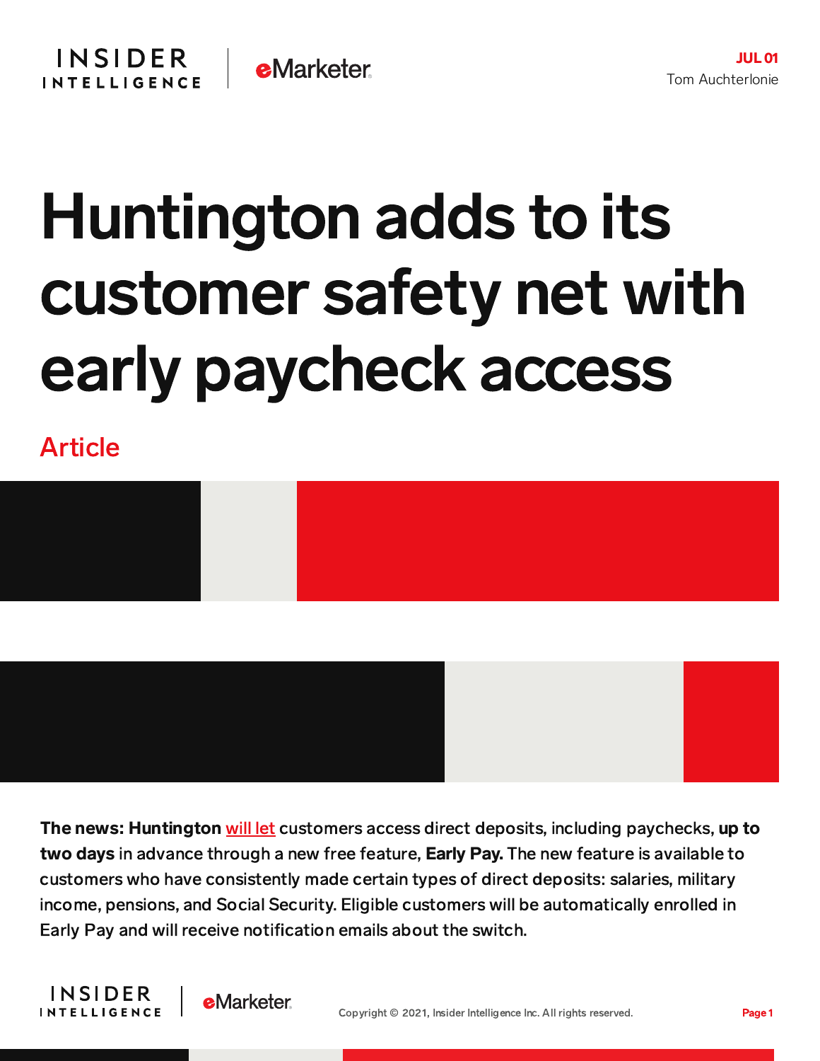JUL 01

Tom Auchterlonie

# Huntington adds to its customer safety net with early paycheck access

Article

**The news: Huntington** will let customers access direct deposits, including paychecks, **up to two days** in advance through a new free feature, **Early Pay.** The new feature is available to customers who have consistently made certain types of direct deposits: salaries, military income, pensions, and Social Security. Eligible customers will be automatically enrolled in Early Pay and will receive notification emails about the switch.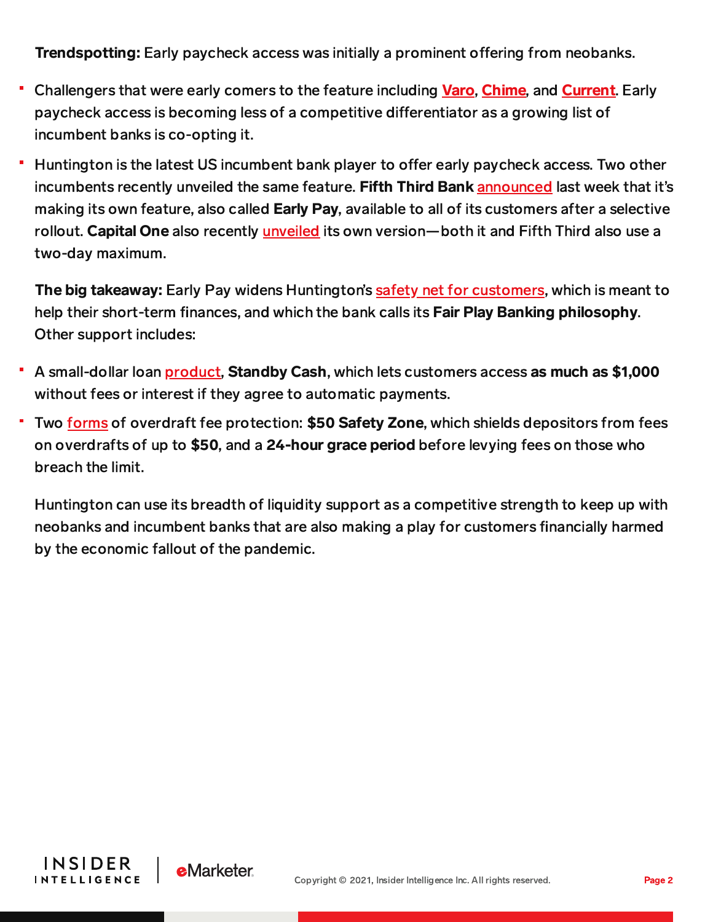**Trendspotting:** Early paycheck access was initially a prominent offering from neobanks.

- Challengers that were early comers to the feature including Varo, Chime, and Current. Early paycheck access is becoming less of a competitive differentiator as a growing list of incumbent banks is co-opting it.
- Huntington is the latest US incumbent bank player to offer early paycheck access. Two other incumbents recently unveiled the same feature. **Fifth Third Bank** announced last week that it's making its own feature, also called **Early Pay**, available to all of its customers after a selective rollout. **Capital One** also recently unveiled its own version—both it and Fifth Third also use a two-day maximum.

**The big takeaway:** Early Pay widens Huntington's safety net for customers, which is meant to help their short-term finances, and which the bank calls its **Fair Play Banking philosophy**. Other support includes:

- A small-dollar loan product, **Standby Cash**, which lets customers access **as much as $1,000** without fees or interest if they agree to automatic payments.
- Two forms of overdraft fee protection: **$50 Safety Zone**, which shields depositors from fees on overdrafts of up to **$50**, and a **24-hour grace period** before levying fees on those who breach the limit.

Huntington can use its breadth of liquidity support as a competitive strength to keep up with neobanks and incumbent banks that are also making a play for customers financially harmed by the economic fallout of the pandemic.